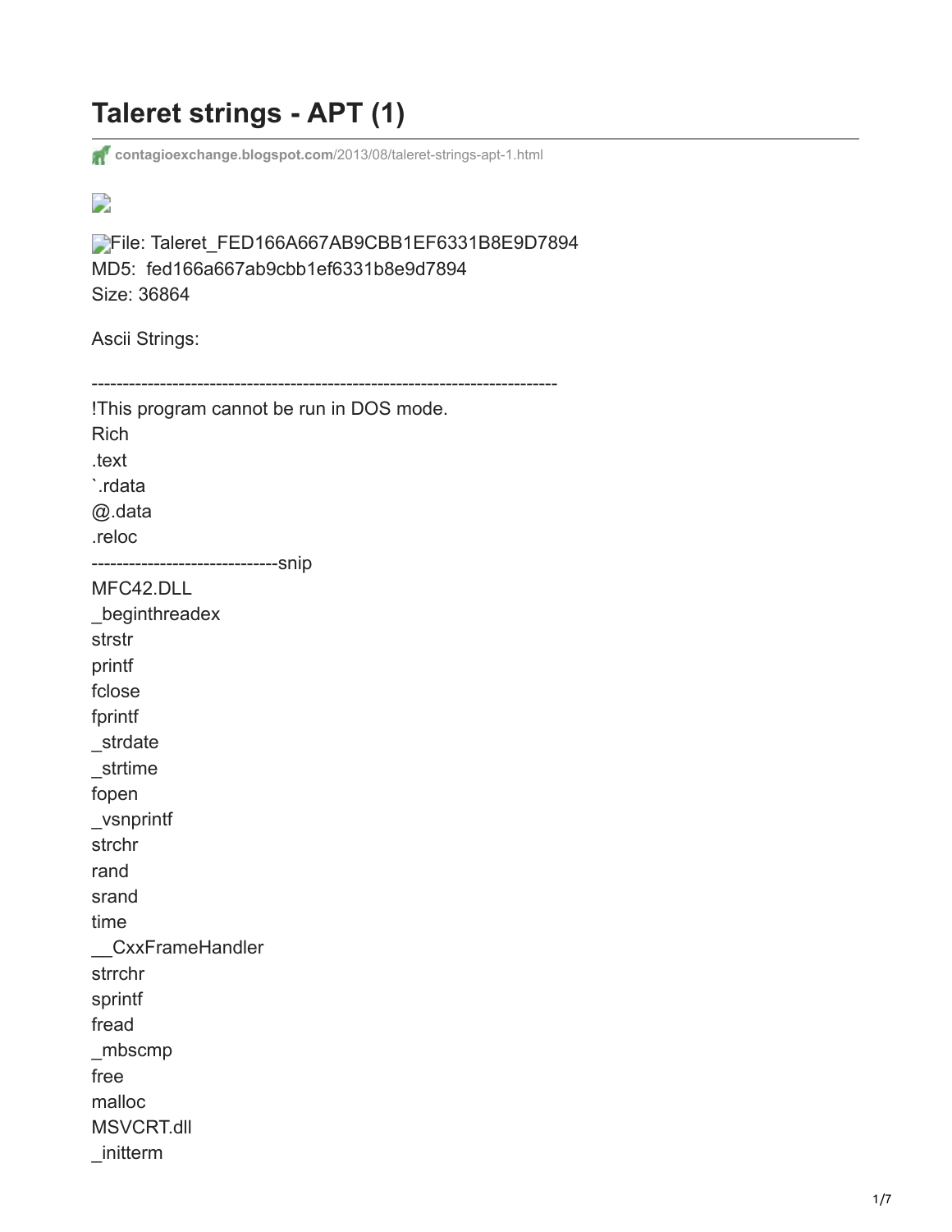# Taleret strings - APT (1)

contagioexchange.blogspot.com/2013/08/taleret-strings-apt-1.html

File: Taleret_FED166A667AB9CBB1EF6331B8E9D7894
MD5: fed166a667ab9cbb1ef6331b8e9d7894
Size: 36864

Ascii Strings:

```
---------------------------------------------------------------------------
!This program cannot be run in DOS mode.
Rich
.text
`.rdata
@.data
.reloc
------------------------------snip
MFC42.DLL
_beginthreadex
strstr
printf
fclose
fprintf
_strdate
_strtime
fopen
_vsnprintf
strchr
rand
srand
time
__CxxFrameHandler
strrchr
sprintf
fread
_mbscmp
free
malloc
MSVCRT.dll
_initterm
```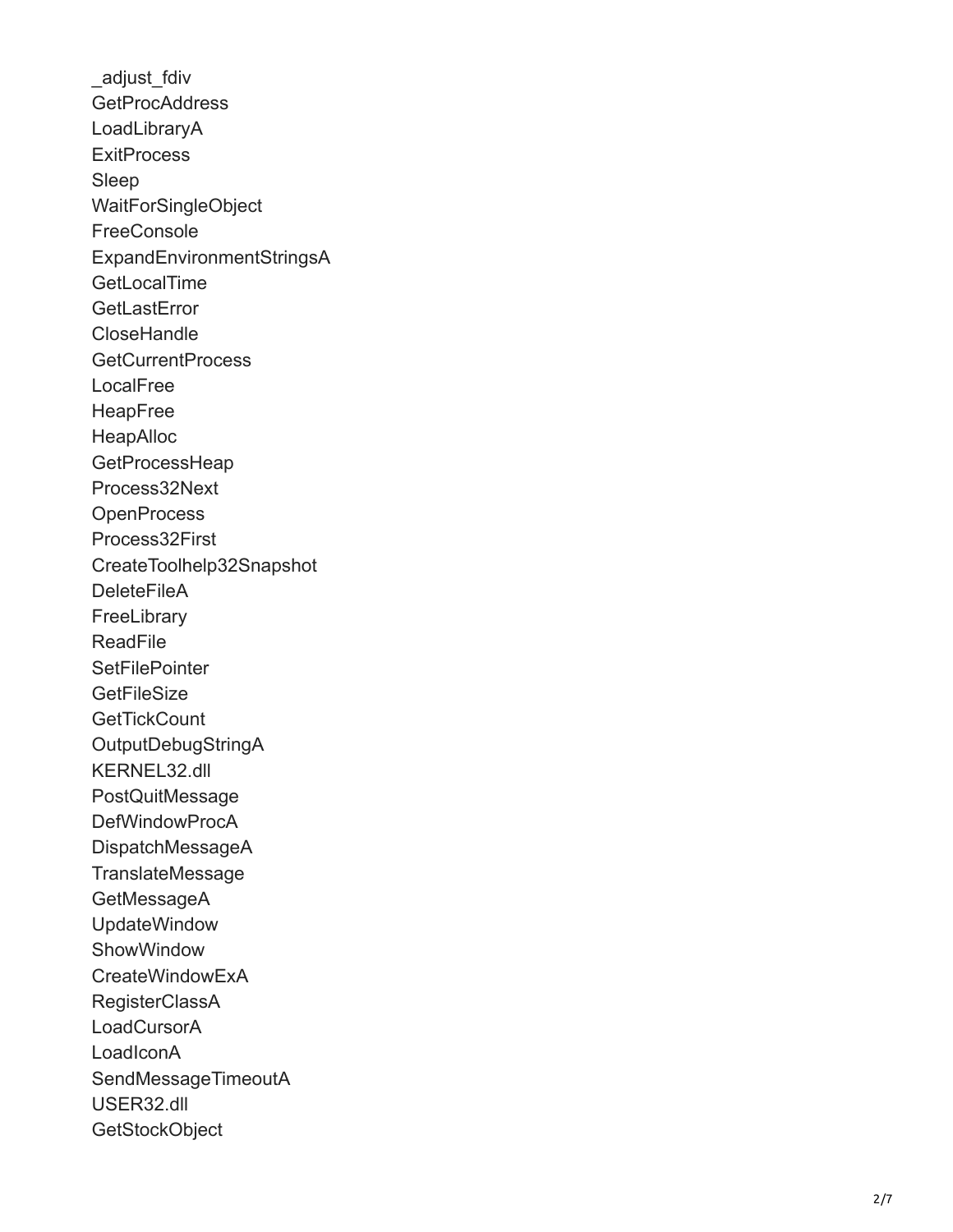_adjust_fdiv
GetProcAddress
LoadLibraryA
ExitProcess
Sleep
WaitForSingleObject
FreeConsole
ExpandEnvironmentStringsA
GetLocalTime
GetLastError
CloseHandle
GetCurrentProcess
LocalFree
HeapFree
HeapAlloc
GetProcessHeap
Process32Next
OpenProcess
Process32First
CreateToolhelp32Snapshot
DeleteFileA
FreeLibrary
ReadFile
SetFilePointer
GetFileSize
GetTickCount
OutputDebugStringA
KERNEL32.dll
PostQuitMessage
DefWindowProcA
DispatchMessageA
TranslateMessage
GetMessageA
UpdateWindow
ShowWindow
CreateWindowExA
RegisterClassA
LoadCursorA
LoadIconA
SendMessageTimeoutA
USER32.dll
GetStockObject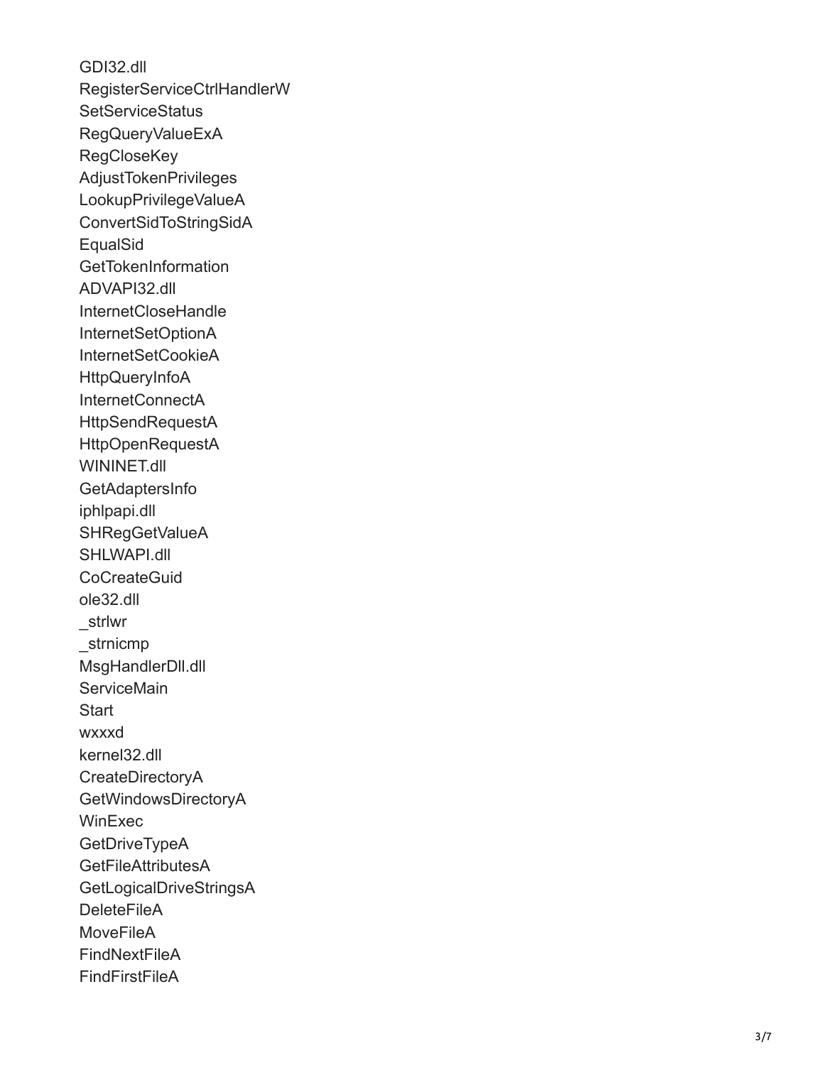GDI32.dll
RegisterServiceCtrlHandlerW
SetServiceStatus
RegQueryValueExA
RegCloseKey
AdjustTokenPrivileges
LookupPrivilegeValueA
ConvertSidToStringSidA
EqualSid
GetTokenInformation
ADVAPI32.dll
InternetCloseHandle
InternetSetOptionA
InternetSetCookieA
HttpQueryInfoA
InternetConnectA
HttpSendRequestA
HttpOpenRequestA
WININET.dll
GetAdaptersInfo
iphlpapi.dll
SHRegGetValueA
SHLWAPI.dll
CoCreateGuid
ole32.dll
_strlwr
_strnicmp
MsgHandlerDll.dll
ServiceMain
Start
wxxxd
kernel32.dll
CreateDirectoryA
GetWindowsDirectoryA
WinExec
GetDriveTypeA
GetFileAttributesA
GetLogicalDriveStringsA
DeleteFileA
MoveFileA
FindNextFileA
FindFirstFileA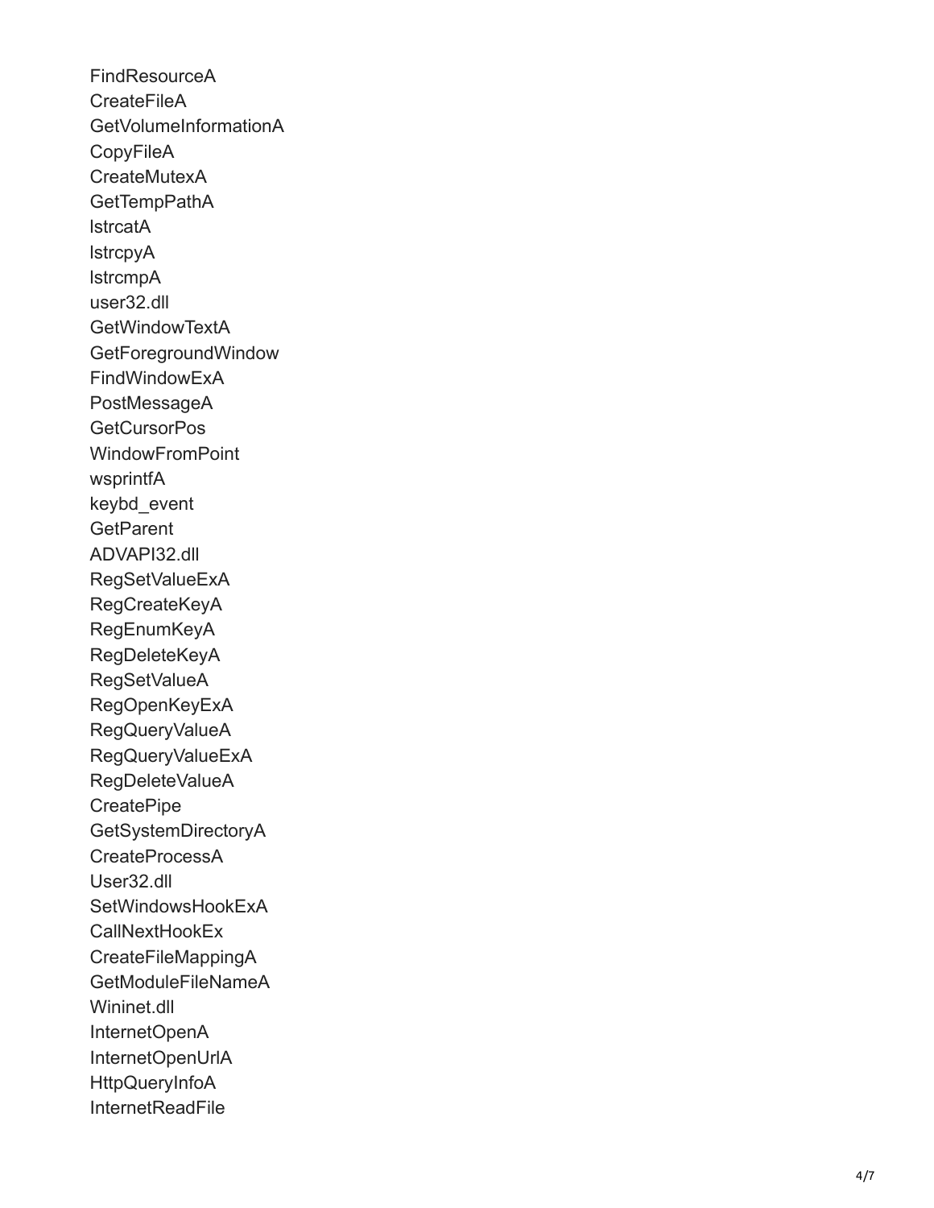FindResourceA
CreateFileA
GetVolumeInformationA
CopyFileA
CreateMutexA
GetTempPathA
lstrcatA
lstrcpyA
lstrcmpA
user32.dll
GetWindowTextA
GetForegroundWindow
FindWindowExA
PostMessageA
GetCursorPos
WindowFromPoint
wsprintfA
keybd_event
GetParent
ADVAPI32.dll
RegSetValueExA
RegCreateKeyA
RegEnumKeyA
RegDeleteKeyA
RegSetValueA
RegOpenKeyExA
RegQueryValueA
RegQueryValueExA
RegDeleteValueA
CreatePipe
GetSystemDirectoryA
CreateProcessA
User32.dll
SetWindowsHookExA
CallNextHookEx
CreateFileMappingA
GetModuleFileNameA
Wininet.dll
InternetOpenA
InternetOpenUrlA
HttpQueryInfoA
InternetReadFile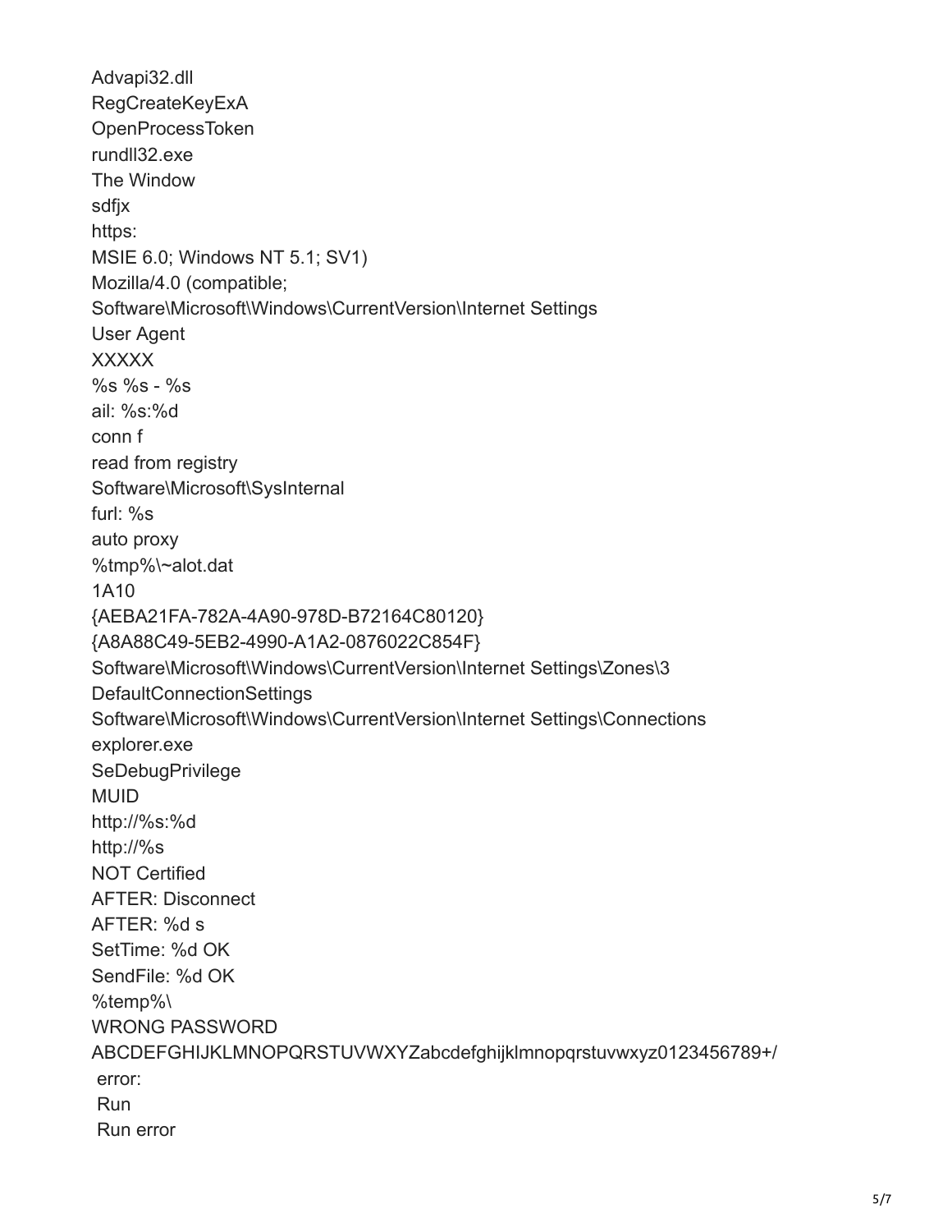Advapi32.dll
RegCreateKeyExA
OpenProcessToken
rundll32.exe
The Window
sdfjx
https:
MSIE 6.0; Windows NT 5.1; SV1)
Mozilla/4.0 (compatible;
Software\Microsoft\Windows\CurrentVersion\Internet Settings
User Agent
XXXXX
%s %s - %s
ail: %s:%d
conn f
read from registry
Software\Microsoft\SysInternal
furl: %s
auto proxy
%tmp%\~alot.dat
1A10
{AEBA21FA-782A-4A90-978D-B72164C80120}
{A8A88C49-5EB2-4990-A1A2-0876022C854F}
Software\Microsoft\Windows\CurrentVersion\Internet Settings\Zones\3
DefaultConnectionSettings
Software\Microsoft\Windows\CurrentVersion\Internet Settings\Connections
explorer.exe
SeDebugPrivilege
MUID
http://%s:%d
http://%s
NOT Certified
AFTER: Disconnect
AFTER: %d s
SetTime: %d OK
SendFile: %d OK
%temp%\
WRONG PASSWORD
ABCDEFGHIJKLMNOPQRSTUVWXYZabcdefghijklmnopqrstuvwxyz0123456789+/
error:
Run
Run error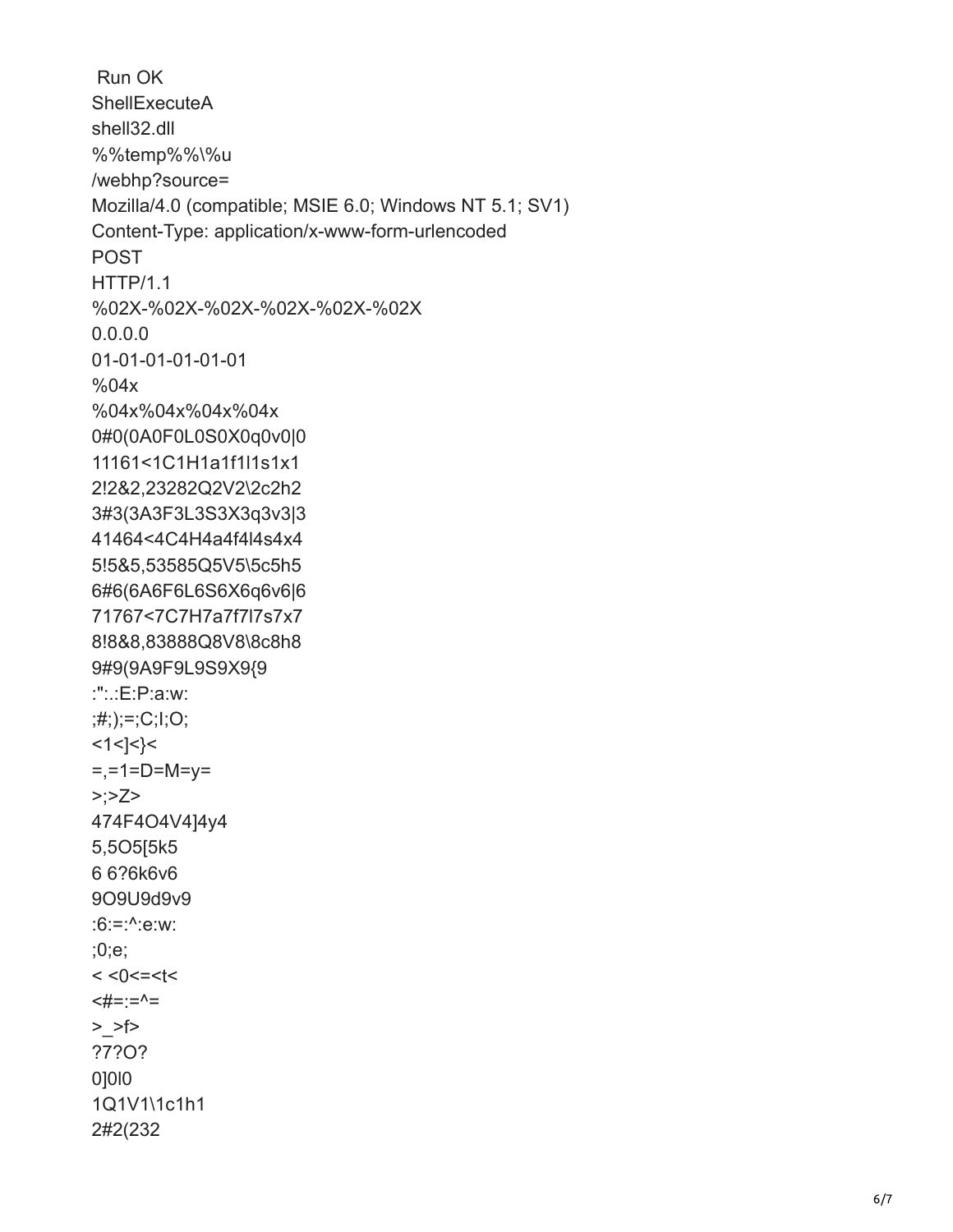```
 Run OK
ShellExecuteA
shell32.dll
%%temp%%\%u
/webhp?source=
Mozilla/4.0 (compatible; MSIE 6.0; Windows NT 5.1; SV1)
Content-Type: application/x-www-form-urlencoded
POST
HTTP/1.1
%02X-%02X-%02X-%02X-%02X-%02X
0.0.0.0
01-01-01-01-01-01
%04x
%04x%04x%04x%04x
0#0(0A0F0L0S0X0q0v0|0
11161<1C1H1a1f1l1s1x1
2!2&2,23282Q2V2\2c2h2
3#3(3A3F3L3S3X3q3v3|3
41464<4C4H4a4f4l4s4x4
5!5&5,53585Q5V5\5c5h5
6#6(6A6F6L6S6X6q6v6|6
71767<7C7H7a7f7l7s7x7
8!8&8,83888Q8V8\8c8h8
9#9(9A9F9L9S9X9{9
:":.:E:P:a:w:
;#;);=;C;I;O;
<1<]<}<
=,=1=D=M=y=
>;>Z>
474F4O4V4]4y4
5,5O5[5k5
6 6?6k6v6
9O9U9d9v9
:6:=:^:e:w:
;0;e;
< <0<=<t<
<#=:=^=
>_>f>
?7?O?
0]0l0
1Q1V1\1c1h1
2#2(232
```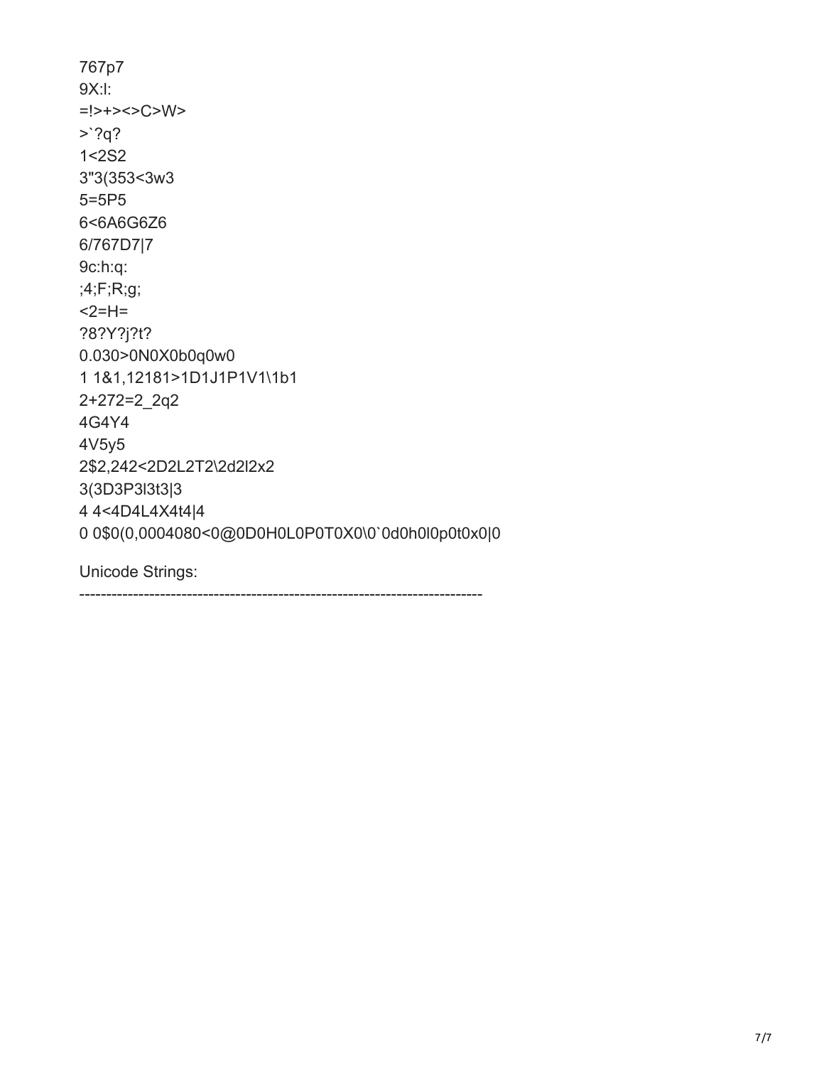767p7
9X:l:
=!>+><>C>W>
>`?q?
1<2S2
3"3(353<3w3
5=5P5
6<6A6G6Z6
6/767D7|7
9c:h:q:
;4;F;R;g;
<2=H=
?8?Y?j?t?
0.030>0N0X0b0q0w0
1 1&1,12181>1D1J1P1V1\1b1
2+272=2_2q2
4G4Y4
4V5y5
2$2,242<2D2L2T2\2d2l2x2
3(3D3P3l3t3|3
4 4<4D4L4X4t4|4
0 0$0(0,0004080<0@0D0H0L0P0T0X0\0`0d0h0l0p0t0x0|0

Unicode Strings:

---------------------------------------------------------------------------